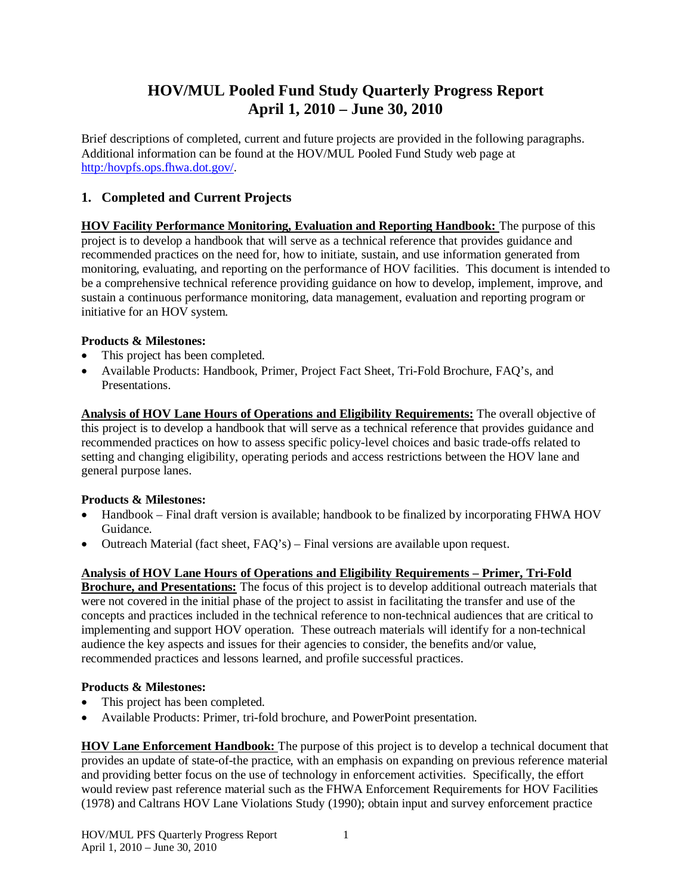# HOV/MUL Pooled Fund Study Quarterly Progress Report
# April 1, 2010 – June 30, 2010

Brief descriptions of completed, current and future projects are provided in the following paragraphs. Additional information can be found at the HOV/MUL Pooled Fund Study web page at http:/hovpfs.ops.fhwa.dot.gov/.

## 1. Completed and Current Projects

**HOV Facility Performance Monitoring, Evaluation and Reporting Handbook:** The purpose of this project is to develop a handbook that will serve as a technical reference that provides guidance and recommended practices on the need for, how to initiate, sustain, and use information generated from monitoring, evaluating, and reporting on the performance of HOV facilities. This document is intended to be a comprehensive technical reference providing guidance on how to develop, implement, improve, and sustain a continuous performance monitoring, data management, evaluation and reporting program or initiative for an HOV system.

**Products & Milestones:**

- This project has been completed.
- Available Products: Handbook, Primer, Project Fact Sheet, Tri-Fold Brochure, FAQ's, and Presentations.

**Analysis of HOV Lane Hours of Operations and Eligibility Requirements:** The overall objective of this project is to develop a handbook that will serve as a technical reference that provides guidance and recommended practices on how to assess specific policy-level choices and basic trade-offs related to setting and changing eligibility, operating periods and access restrictions between the HOV lane and general purpose lanes.

**Products & Milestones:**

- Handbook – Final draft version is available; handbook to be finalized by incorporating FHWA HOV Guidance.
- Outreach Material (fact sheet, FAQ's) – Final versions are available upon request.

**Analysis of HOV Lane Hours of Operations and Eligibility Requirements – Primer, Tri-Fold Brochure, and Presentations:** The focus of this project is to develop additional outreach materials that were not covered in the initial phase of the project to assist in facilitating the transfer and use of the concepts and practices included in the technical reference to non-technical audiences that are critical to implementing and support HOV operation. These outreach materials will identify for a non-technical audience the key aspects and issues for their agencies to consider, the benefits and/or value, recommended practices and lessons learned, and profile successful practices.

**Products & Milestones:**

- This project has been completed.
- Available Products: Primer, tri-fold brochure, and PowerPoint presentation.

**HOV Lane Enforcement Handbook:** The purpose of this project is to develop a technical document that provides an update of state-of-the practice, with an emphasis on expanding on previous reference material and providing better focus on the use of technology in enforcement activities. Specifically, the effort would review past reference material such as the FHWA Enforcement Requirements for HOV Facilities (1978) and Caltrans HOV Lane Violations Study (1990); obtain input and survey enforcement practice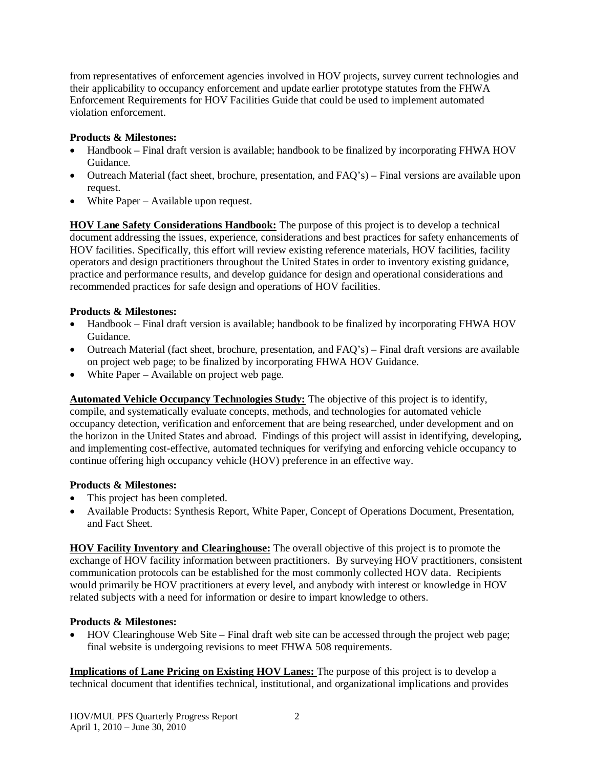from representatives of enforcement agencies involved in HOV projects, survey current technologies and their applicability to occupancy enforcement and update earlier prototype statutes from the FHWA Enforcement Requirements for HOV Facilities Guide that could be used to implement automated violation enforcement.

**Products & Milestones:**

- Handbook – Final draft version is available; handbook to be finalized by incorporating FHWA HOV Guidance.
- Outreach Material (fact sheet, brochure, presentation, and FAQ's) – Final versions are available upon request.
- White Paper – Available upon request.

**<u>HOV Lane Safety Considerations Handbook:</u>** The purpose of this project is to develop a technical document addressing the issues, experience, considerations and best practices for safety enhancements of HOV facilities. Specifically, this effort will review existing reference materials, HOV facilities, facility operators and design practitioners throughout the United States in order to inventory existing guidance, practice and performance results, and develop guidance for design and operational considerations and recommended practices for safe design and operations of HOV facilities.

**Products & Milestones:**

- Handbook – Final draft version is available; handbook to be finalized by incorporating FHWA HOV Guidance.
- Outreach Material (fact sheet, brochure, presentation, and FAQ's) – Final draft versions are available on project web page; to be finalized by incorporating FHWA HOV Guidance.
- White Paper – Available on project web page.

**<u>Automated Vehicle Occupancy Technologies Study:</u>** The objective of this project is to identify, compile, and systematically evaluate concepts, methods, and technologies for automated vehicle occupancy detection, verification and enforcement that are being researched, under development and on the horizon in the United States and abroad. Findings of this project will assist in identifying, developing, and implementing cost-effective, automated techniques for verifying and enforcing vehicle occupancy to continue offering high occupancy vehicle (HOV) preference in an effective way.

**Products & Milestones:**

- This project has been completed.
- Available Products: Synthesis Report, White Paper, Concept of Operations Document, Presentation, and Fact Sheet.

**<u>HOV Facility Inventory and Clearinghouse:</u>** The overall objective of this project is to promote the exchange of HOV facility information between practitioners. By surveying HOV practitioners, consistent communication protocols can be established for the most commonly collected HOV data. Recipients would primarily be HOV practitioners at every level, and anybody with interest or knowledge in HOV related subjects with a need for information or desire to impart knowledge to others.

**Products & Milestones:**

- HOV Clearinghouse Web Site – Final draft web site can be accessed through the project web page; final website is undergoing revisions to meet FHWA 508 requirements.

**<u>Implications of Lane Pricing on Existing HOV Lanes:</u>** The purpose of this project is to develop a technical document that identifies technical, institutional, and organizational implications and provides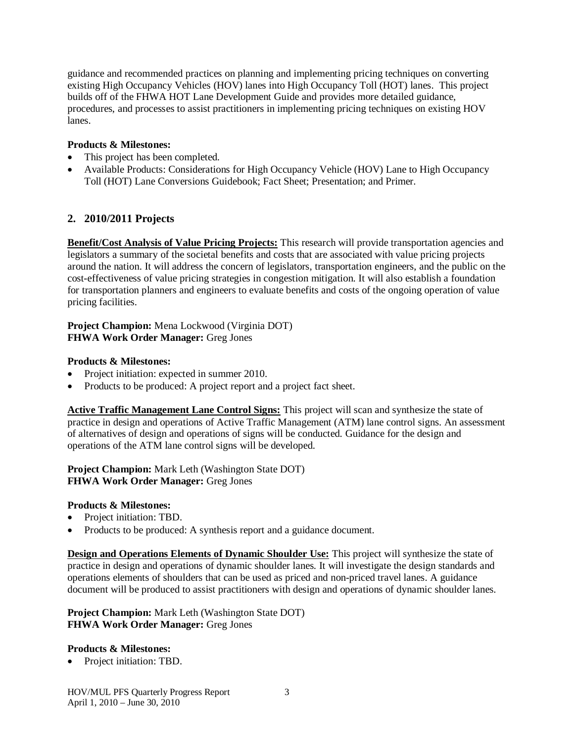guidance and recommended practices on planning and implementing pricing techniques on converting existing High Occupancy Vehicles (HOV) lanes into High Occupancy Toll (HOT) lanes. This project builds off of the FHWA HOT Lane Development Guide and provides more detailed guidance, procedures, and processes to assist practitioners in implementing pricing techniques on existing HOV lanes.

**Products & Milestones:**

- This project has been completed.
- Available Products: Considerations for High Occupancy Vehicle (HOV) Lane to High Occupancy Toll (HOT) Lane Conversions Guidebook; Fact Sheet; Presentation; and Primer.

## 2. 2010/2011 Projects

**Benefit/Cost Analysis of Value Pricing Projects:** This research will provide transportation agencies and legislators a summary of the societal benefits and costs that are associated with value pricing projects around the nation. It will address the concern of legislators, transportation engineers, and the public on the cost-effectiveness of value pricing strategies in congestion mitigation. It will also establish a foundation for transportation planners and engineers to evaluate benefits and costs of the ongoing operation of value pricing facilities.

**Project Champion:** Mena Lockwood (Virginia DOT)
**FHWA Work Order Manager:** Greg Jones

**Products & Milestones:**

- Project initiation: expected in summer 2010.
- Products to be produced: A project report and a project fact sheet.

**Active Traffic Management Lane Control Signs:** This project will scan and synthesize the state of practice in design and operations of Active Traffic Management (ATM) lane control signs. An assessment of alternatives of design and operations of signs will be conducted. Guidance for the design and operations of the ATM lane control signs will be developed.

**Project Champion:** Mark Leth (Washington State DOT)
**FHWA Work Order Manager:** Greg Jones

**Products & Milestones:**

- Project initiation: TBD.
- Products to be produced: A synthesis report and a guidance document.

**Design and Operations Elements of Dynamic Shoulder Use:** This project will synthesize the state of practice in design and operations of dynamic shoulder lanes. It will investigate the design standards and operations elements of shoulders that can be used as priced and non-priced travel lanes. A guidance document will be produced to assist practitioners with design and operations of dynamic shoulder lanes.

**Project Champion:** Mark Leth (Washington State DOT)
**FHWA Work Order Manager:** Greg Jones

**Products & Milestones:**

- Project initiation: TBD.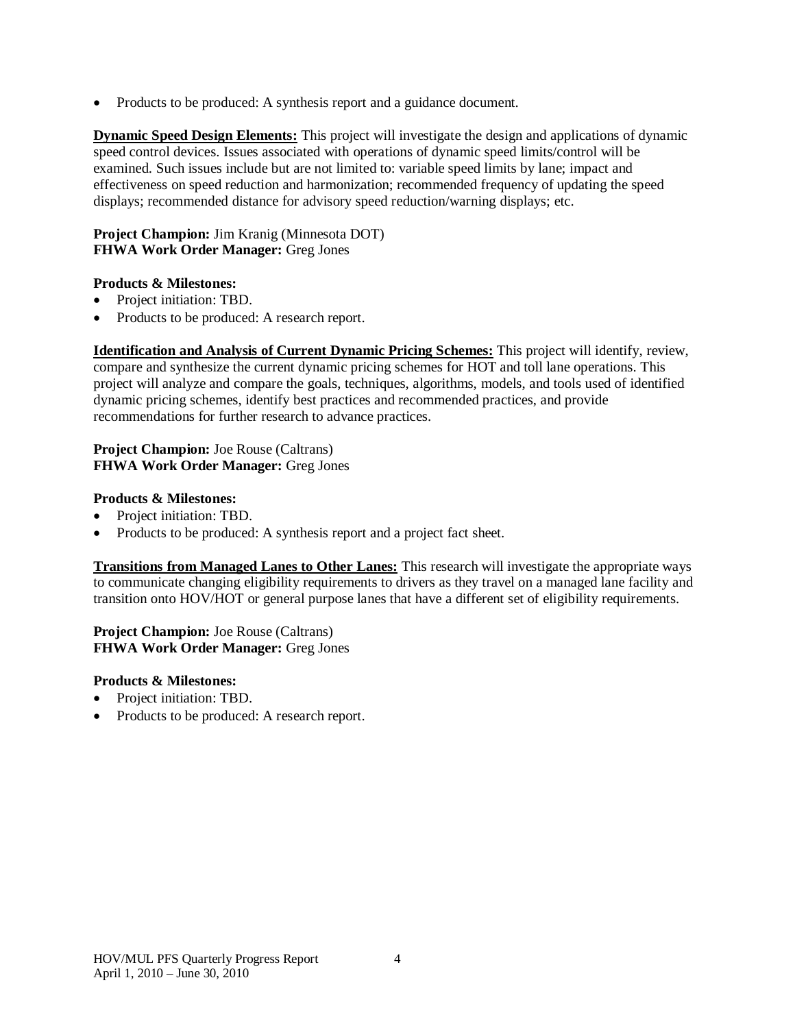- Products to be produced: A synthesis report and a guidance document.

**Dynamic Speed Design Elements:** This project will investigate the design and applications of dynamic speed control devices. Issues associated with operations of dynamic speed limits/control will be examined. Such issues include but are not limited to: variable speed limits by lane; impact and effectiveness on speed reduction and harmonization; recommended frequency of updating the speed displays; recommended distance for advisory speed reduction/warning displays; etc.

**Project Champion:** Jim Kranig (Minnesota DOT)
**FHWA Work Order Manager:** Greg Jones

**Products & Milestones:**

- Project initiation: TBD.
- Products to be produced: A research report.

**Identification and Analysis of Current Dynamic Pricing Schemes:** This project will identify, review, compare and synthesize the current dynamic pricing schemes for HOT and toll lane operations. This project will analyze and compare the goals, techniques, algorithms, models, and tools used of identified dynamic pricing schemes, identify best practices and recommended practices, and provide recommendations for further research to advance practices.

**Project Champion:** Joe Rouse (Caltrans)
**FHWA Work Order Manager:** Greg Jones

**Products & Milestones:**

- Project initiation: TBD.
- Products to be produced: A synthesis report and a project fact sheet.

**Transitions from Managed Lanes to Other Lanes:** This research will investigate the appropriate ways to communicate changing eligibility requirements to drivers as they travel on a managed lane facility and transition onto HOV/HOT or general purpose lanes that have a different set of eligibility requirements.

**Project Champion:** Joe Rouse (Caltrans)
**FHWA Work Order Manager:** Greg Jones

**Products & Milestones:**

- Project initiation: TBD.
- Products to be produced: A research report.